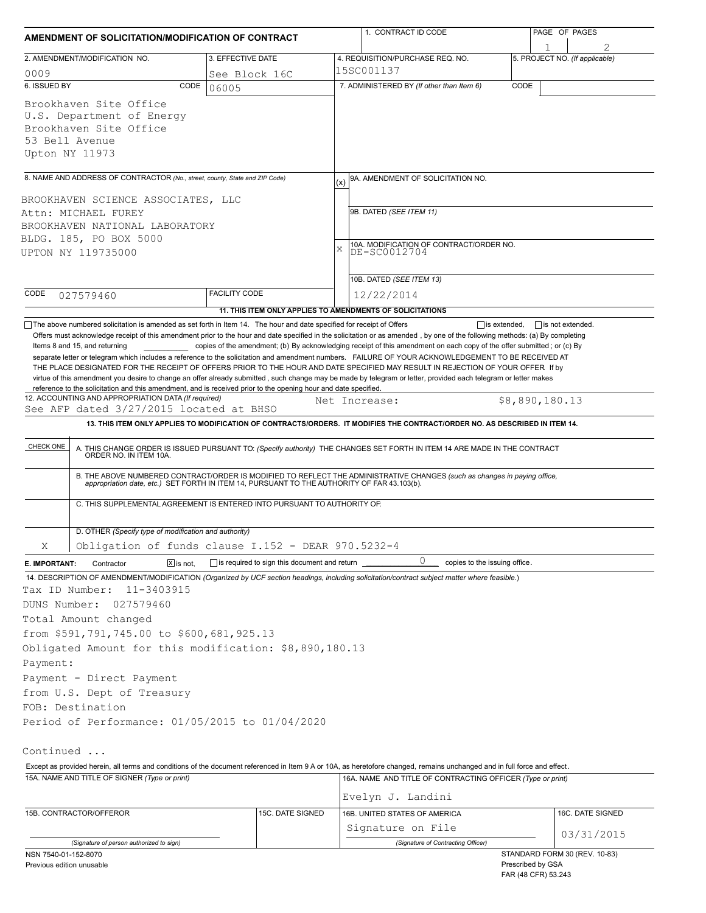# AMENDMENT OF SOLICITATION/MODIFICATION OF CONTRACT

| 1. CONTRACT ID CODE | PAGE OF PAGES |
|---|---|
| | 1 of 2 |

| 2. AMENDMENT/MODIFICATION NO. | 3. EFFECTIVE DATE | 4. REQUISITION/PURCHASE REQ. NO. | 5. PROJECT NO. (If applicable) |
|---|---|---|---|
| 0009 | See Block 16C | 15SC001137 | |

**6. ISSUED BY** CODE 06005

Brookhaven Site Office
U.S. Department of Energy
Brookhaven Site Office
53 Bell Avenue
Upton NY 11973

**7. ADMINISTERED BY** (If other than Item 6) CODE

**8. NAME AND ADDRESS OF CONTRACTOR** (No., street, county, State and ZIP Code)

BROOKHAVEN SCIENCE ASSOCIATES, LLC
Attn: MICHAEL FUREY
BROOKHAVEN NATIONAL LABORATORY
BLDG. 185, PO BOX 5000
UPTON NY 119735000

CODE 027579460 FACILITY CODE

(x) 9A. AMENDMENT OF SOLICITATION NO.

9B. DATED (SEE ITEM 11)

X 10A. MODIFICATION OF CONTRACT/ORDER NO. DE-SC0012704

10B. DATED (SEE ITEM 13) 12/22/2014

**11. THIS ITEM ONLY APPLIES TO AMENDMENTS OF SOLICITATIONS**

☐ The above numbered solicitation is amended as set forth in Item 14. The hour and date specified for receipt of Offers ☐ is extended, ☐ is not extended.

Offers must acknowledge receipt of this amendment prior to the hour and date specified in the solicitation or as amended, by one of the following methods: (a) By completing Items 8 and 15, and returning __________ copies of the amendment; (b) By acknowledging receipt of this amendment on each copy of the offer submitted ; or (c) By separate letter or telegram which includes a reference to the solicitation and amendment numbers. FAILURE OF YOUR ACKNOWLEDGEMENT TO BE RECEIVED AT THE PLACE DESIGNATED FOR THE RECEIPT OF OFFERS PRIOR TO THE HOUR AND DATE SPECIFIED MAY RESULT IN REJECTION OF YOUR OFFER If by virtue of this amendment you desire to change an offer already submitted , such change may be made by telegram or letter, provided each telegram or letter makes reference to the solicitation and this amendment, and is received prior to the opening hour and date specified.

**12. ACCOUNTING AND APPROPRIATION DATA** (If required)
See AFP dated 3/27/2015 located at BHSO — Net Increase: $8,890,180.13

**13. THIS ITEM ONLY APPLIES TO MODIFICATION OF CONTRACTS/ORDERS. IT MODIFIES THE CONTRACT/ORDER NO. AS DESCRIBED IN ITEM 14.**

| CHECK ONE | |
|---|---|
| | A. THIS CHANGE ORDER IS ISSUED PURSUANT TO: (Specify authority) THE CHANGES SET FORTH IN ITEM 14 ARE MADE IN THE CONTRACT ORDER NO. IN ITEM 10A. |
| | B. THE ABOVE NUMBERED CONTRACT/ORDER IS MODIFIED TO REFLECT THE ADMINISTRATIVE CHANGES (such as changes in paying office, appropriation date, etc.) SET FORTH IN ITEM 14, PURSUANT TO THE AUTHORITY OF FAR 43.103(b). |
| | C. THIS SUPPLEMENTAL AGREEMENT IS ENTERED INTO PURSUANT TO AUTHORITY OF: |
| X | D. OTHER (Specify type of modification and authority) Obligation of funds clause I.152 - DEAR 970.5232-4 |

**E. IMPORTANT:** Contractor ☒ is not, ☐ is required to sign this document and return 0 copies to the issuing office.

**14. DESCRIPTION OF AMENDMENT/MODIFICATION** (Organized by UCF section headings, including solicitation/contract subject matter where feasible.)

Tax ID Number: 11-3403915
DUNS Number: 027579460
Total Amount changed
from $591,791,745.00 to $600,681,925.13
Obligated Amount for this modification: $8,890,180.13
Payment:
Payment - Direct Payment
from U.S. Dept of Treasury
FOB: Destination
Period of Performance: 01/05/2015 to 01/04/2020

Continued ...

Except as provided herein, all terms and conditions of the document referenced in Item 9 A or 10A, as heretofore changed, remains unchanged and in full force and effect.

| 15A. NAME AND TITLE OF SIGNER (Type or print) | | 16A. NAME AND TITLE OF CONTRACTING OFFICER (Type or print) | |
|---|---|---|---|
| | | Evelyn J. Landini | |
| 15B. CONTRACTOR/OFFEROR | 15C. DATE SIGNED | 16B. UNITED STATES OF AMERICA | 16C. DATE SIGNED |
| (Signature of person authorized to sign) | | Signature on File (Signature of Contracting Officer) | 03/31/2015 |

NSN 7540-01-152-8070
Previous edition unusable

STANDARD FORM 30 (REV. 10-83)
Prescribed by GSA
FAR (48 CFR) 53.243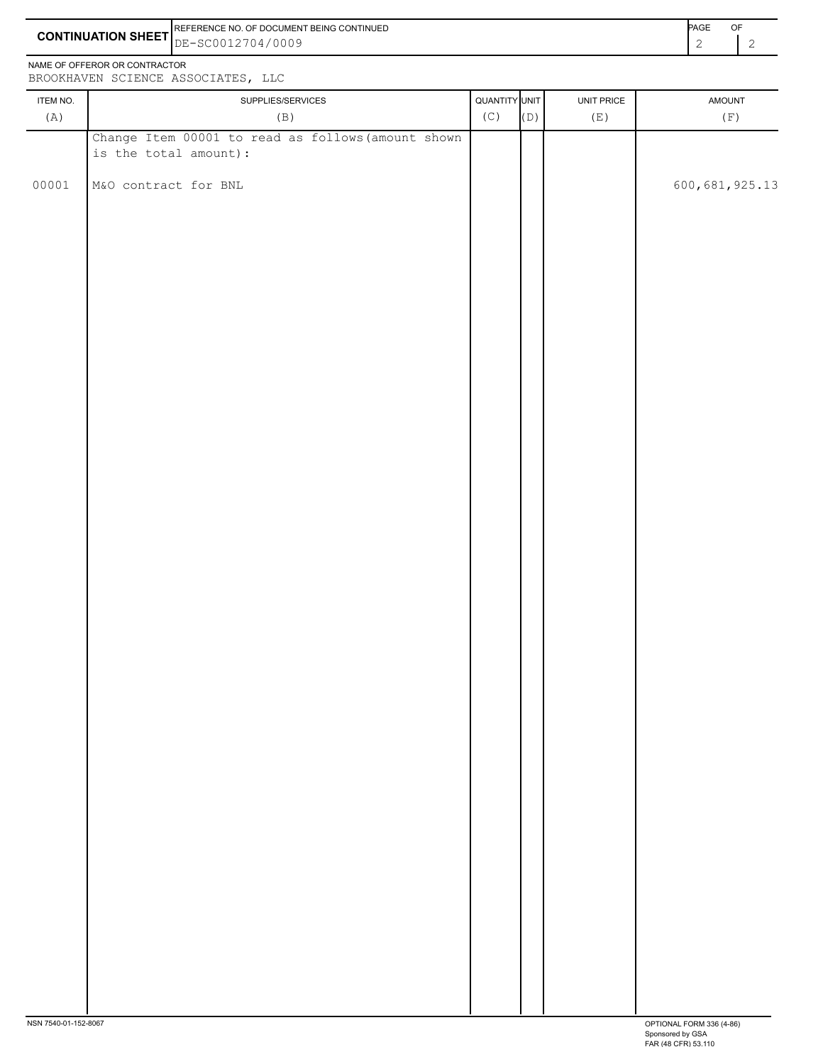**CONTINUATION SHEET**

REFERENCE NO. OF DOCUMENT BEING CONTINUED
DE-SC0012704/0009

NAME OF OFFEROR OR CONTRACTOR
BROOKHAVEN SCIENCE ASSOCIATES, LLC

| ITEM NO. (A) | SUPPLIES/SERVICES (B) | QUANTITY (C) | UNIT (D) | UNIT PRICE (E) | AMOUNT (F) |
|---|---|---|---|---|---|
| | Change Item 00001 to read as follows(amount shown is the total amount): | | | | |
| 00001 | M&O contract for BNL | | | | 600,681,925.13 |

NSN 7540-01-152-8067

OPTIONAL FORM 336 (4-86)
Sponsored by GSA
FAR (48 CFR) 53.110